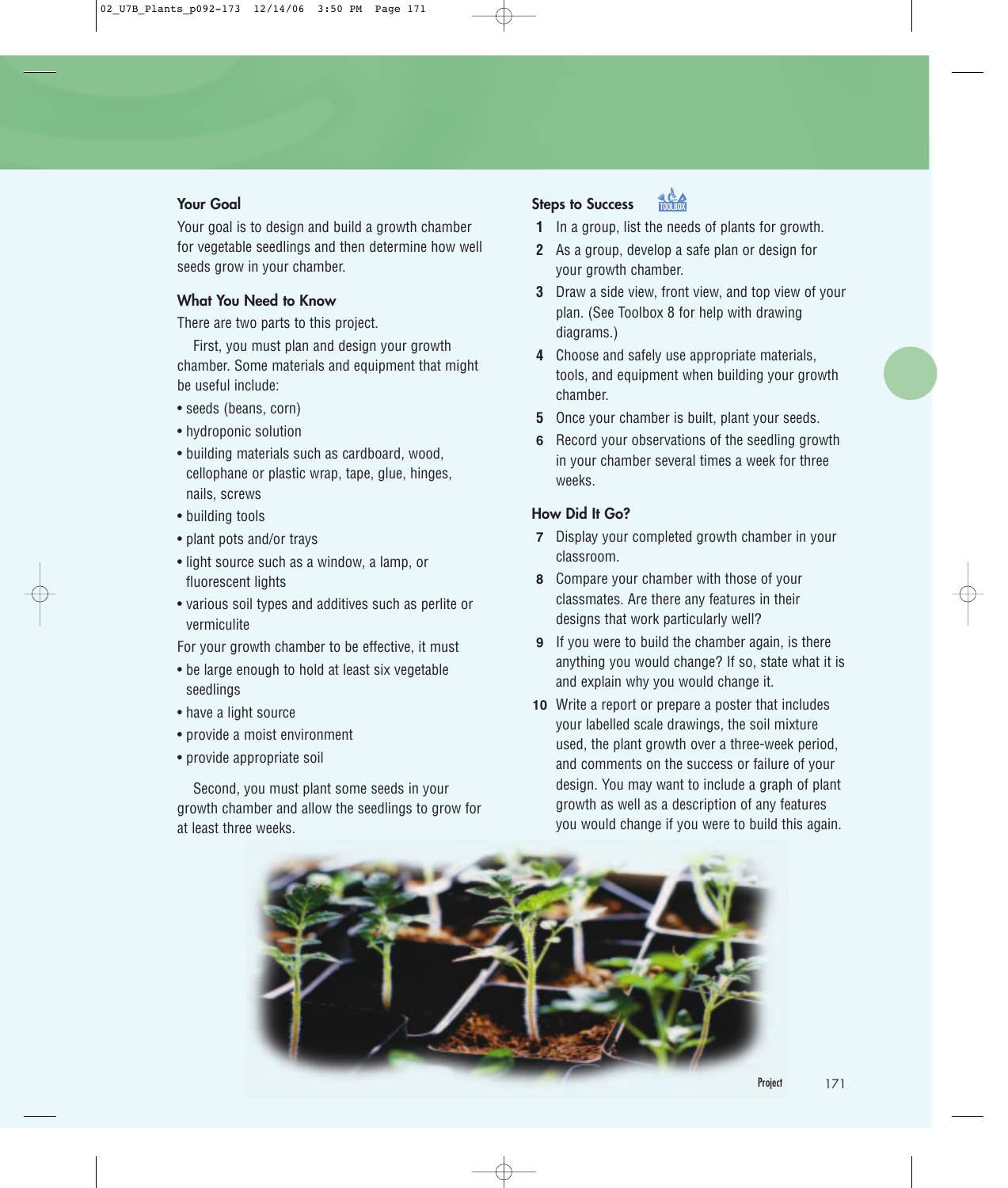## Your Goal

Your goal is to design and build a growth chamber for vegetable seedlings and then determine how well seeds grow in your chamber.

## What You Need to Know

There are two parts to this project.

First, you must plan and design your growth chamber. Some materials and equipment that might be useful include:

- seeds (beans, corn)
- hydroponic solution
- building materials such as cardboard, wood, cellophane or plastic wrap, tape, glue, hinges, nails, screws
- building tools
- plant pots and/or trays
- light source such as a window, a lamp, or fluorescent lights
- various soil types and additives such as perlite or vermiculite

For your growth chamber to be effective, it must

- be large enough to hold at least six vegetable seedlings
- have a light source
- provide a moist environment
- provide appropriate soil

Second, you must plant some seeds in your growth chamber and allow the seedlings to grow for at least three weeks.

## Steps to Success

1. In a group, list the needs of plants for growth.
2. As a group, develop a safe plan or design for your growth chamber.
3. Draw a side view, front view, and top view of your plan. (See Toolbox 8 for help with drawing diagrams.)
4. Choose and safely use appropriate materials, tools, and equipment when building your growth chamber.
5. Once your chamber is built, plant your seeds.
6. Record your observations of the seedling growth in your chamber several times a week for three weeks.

## How Did It Go?

7. Display your completed growth chamber in your classroom.
8. Compare your chamber with those of your classmates. Are there any features in their designs that work particularly well?
9. If you were to build the chamber again, is there anything you would change? If so, state what it is and explain why you would change it.
10. Write a report or prepare a poster that includes your labelled scale drawings, the soil mixture used, the plant growth over a three-week period, and comments on the success or failure of your design. You may want to include a graph of plant growth as well as a description of any features you would change if you were to build this again.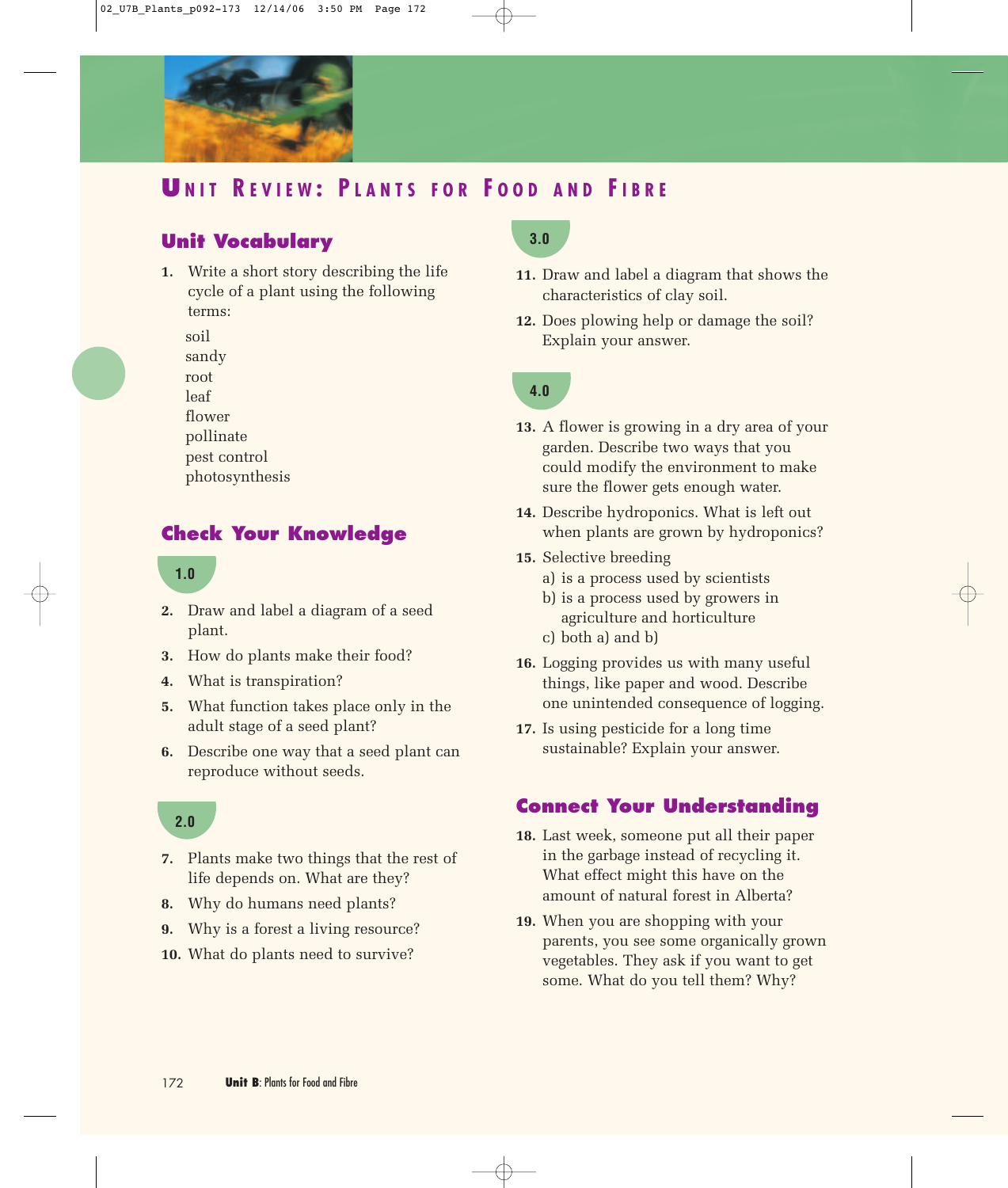# Unit Review: Plants for Food and Fibre

## Unit Vocabulary

1. Write a short story describing the life cycle of a plant using the following terms:

   soil
   sandy
   root
   leaf
   flower
   pollinate
   pest control
   photosynthesis

## Check Your Knowledge

### 1.0

2. Draw and label a diagram of a seed plant.
3. How do plants make their food?
4. What is transpiration?
5. What function takes place only in the adult stage of a seed plant?
6. Describe one way that a seed plant can reproduce without seeds.

### 2.0

7. Plants make two things that the rest of life depends on. What are they?
8. Why do humans need plants?
9. Why is a forest a living resource?
10. What do plants need to survive?

### 3.0

11. Draw and label a diagram that shows the characteristics of clay soil.
12. Does plowing help or damage the soil? Explain your answer.

### 4.0

13. A flower is growing in a dry area of your garden. Describe two ways that you could modify the environment to make sure the flower gets enough water.
14. Describe hydroponics. What is left out when plants are grown by hydroponics?
15. Selective breeding
    a) is a process used by scientists
    b) is a process used by growers in agriculture and horticulture
    c) both a) and b)
16. Logging provides us with many useful things, like paper and wood. Describe one unintended consequence of logging.
17. Is using pesticide for a long time sustainable? Explain your answer.

## Connect Your Understanding

18. Last week, someone put all their paper in the garbage instead of recycling it. What effect might this have on the amount of natural forest in Alberta?
19. When you are shopping with your parents, you see some organically grown vegetables. They ask if you want to get some. What do you tell them? Why?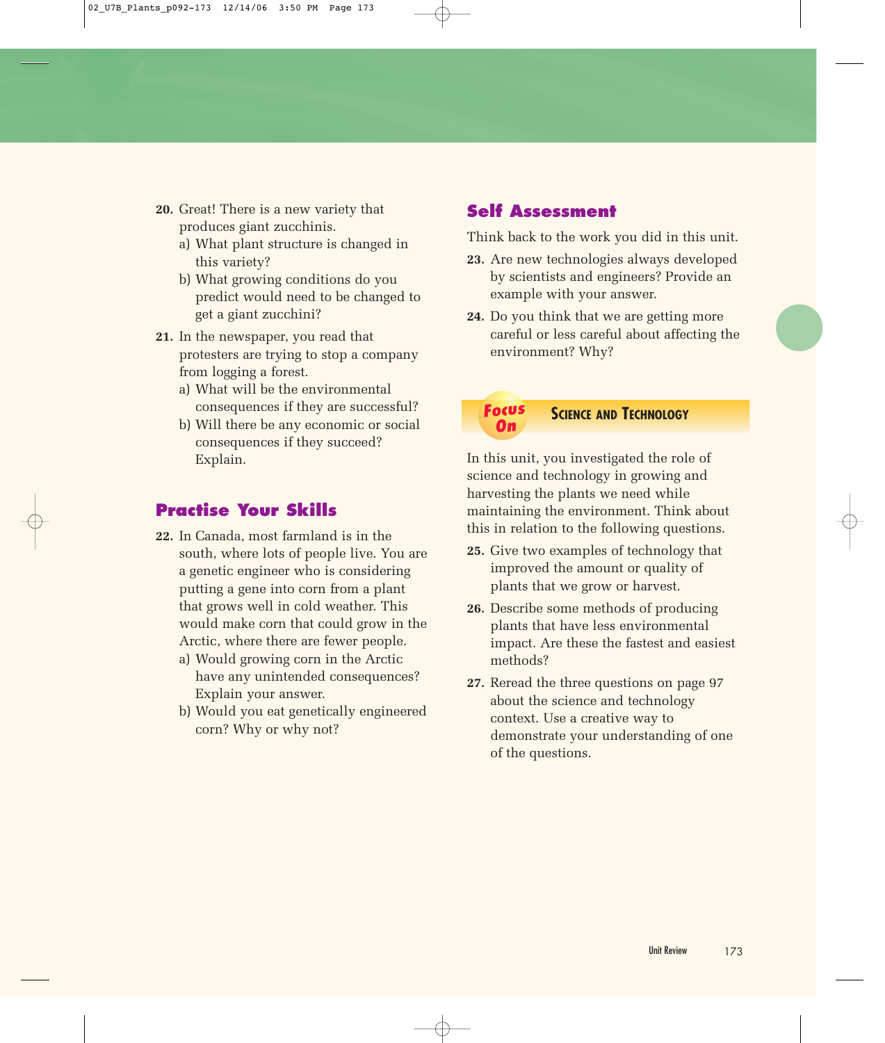20. Great! There is a new variety that produces giant zucchinis.
    a) What plant structure is changed in this variety?
    b) What growing conditions do you predict would need to be changed to get a giant zucchini?

21. In the newspaper, you read that protesters are trying to stop a company from logging a forest.
    a) What will be the environmental consequences if they are successful?
    b) Will there be any economic or social consequences if they succeed? Explain.

## Practise Your Skills

22. In Canada, most farmland is in the south, where lots of people live. You are a genetic engineer who is considering putting a gene into corn from a plant that grows well in cold weather. This would make corn that could grow in the Arctic, where there are fewer people.
    a) Would growing corn in the Arctic have any unintended consequences? Explain your answer.
    b) Would you eat genetically engineered corn? Why or why not?

## Self Assessment

Think back to the work you did in this unit.

23. Are new technologies always developed by scientists and engineers? Provide an example with your answer.

24. Do you think that we are getting more careful or less careful about affecting the environment? Why?

## Focus On SCIENCE AND TECHNOLOGY

In this unit, you investigated the role of science and technology in growing and harvesting the plants we need while maintaining the environment. Think about this in relation to the following questions.

25. Give two examples of technology that improved the amount or quality of plants that we grow or harvest.

26. Describe some methods of producing plants that have less environmental impact. Are these the fastest and easiest methods?

27. Reread the three questions on page 97 about the science and technology context. Use a creative way to demonstrate your understanding of one of the questions.